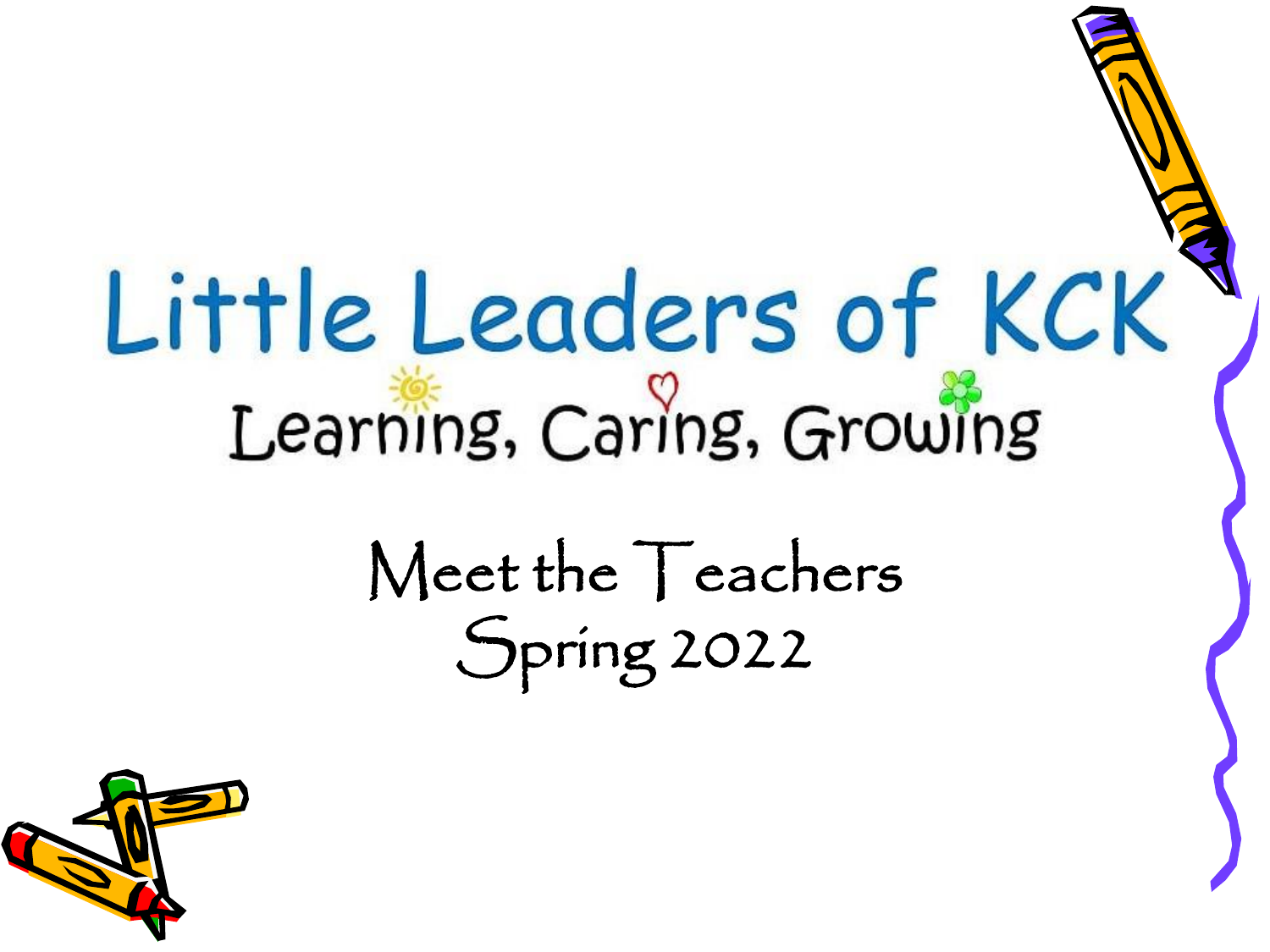# Little Leaders of KCK

Learning, Caring, Growing

## Meet the Teachers
## Spring 2022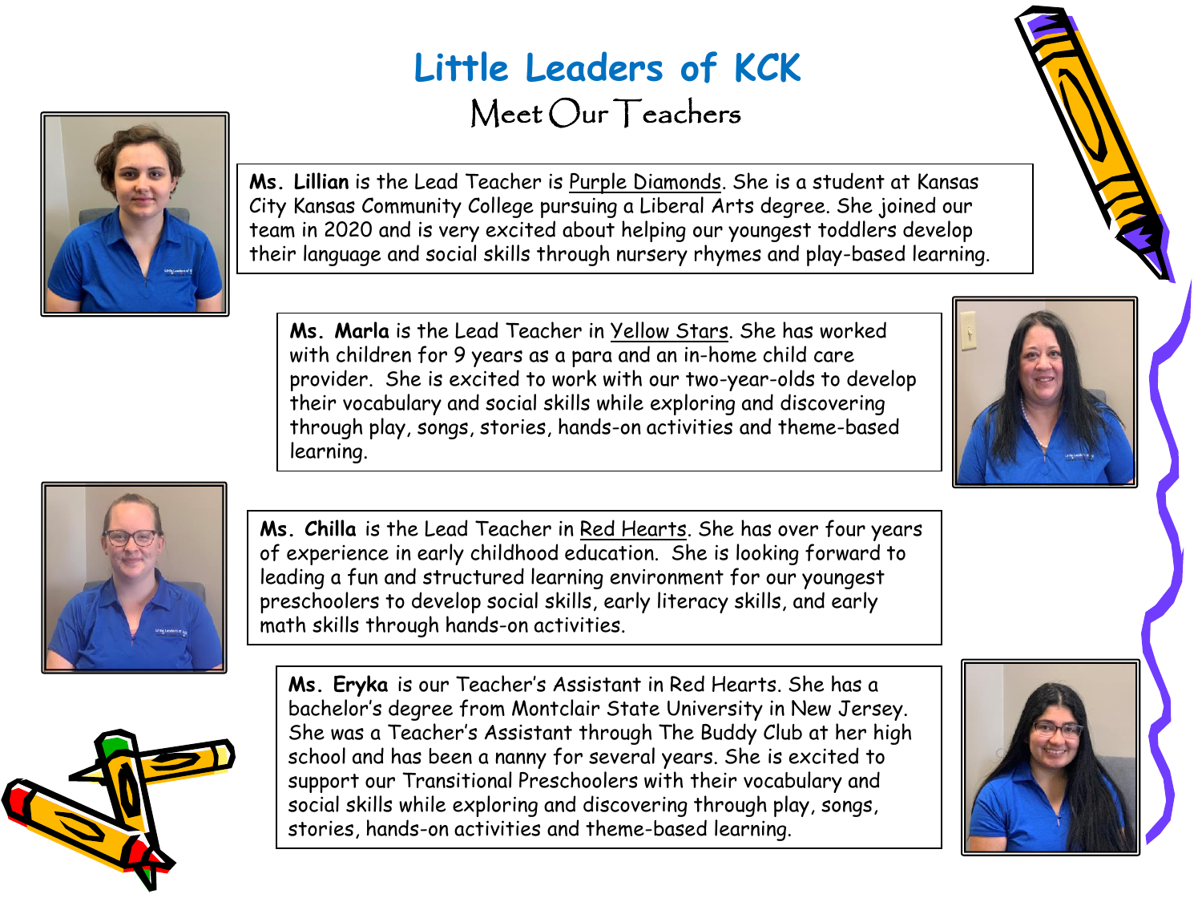# Little Leaders of KCK

## Meet Our Teachers

**Ms. Lillian** is the Lead Teacher is Purple Diamonds. She is a student at Kansas City Kansas Community College pursuing a Liberal Arts degree. She joined our team in 2020 and is very excited about helping our youngest toddlers develop their language and social skills through nursery rhymes and play-based learning.

**Ms. Marla** is the Lead Teacher in Yellow Stars. She has worked with children for 9 years as a para and an in-home child care provider. She is excited to work with our two-year-olds to develop their vocabulary and social skills while exploring and discovering through play, songs, stories, hands-on activities and theme-based learning.

**Ms. Chilla** is the Lead Teacher in Red Hearts. She has over four years of experience in early childhood education. She is looking forward to leading a fun and structured learning environment for our youngest preschoolers to develop social skills, early literacy skills, and early math skills through hands-on activities.

**Ms. Eryka** is our Teacher's Assistant in Red Hearts. She has a bachelor's degree from Montclair State University in New Jersey. She was a Teacher's Assistant through The Buddy Club at her high school and has been a nanny for several years. She is excited to support our Transitional Preschoolers with their vocabulary and social skills while exploring and discovering through play, songs, stories, hands-on activities and theme-based learning.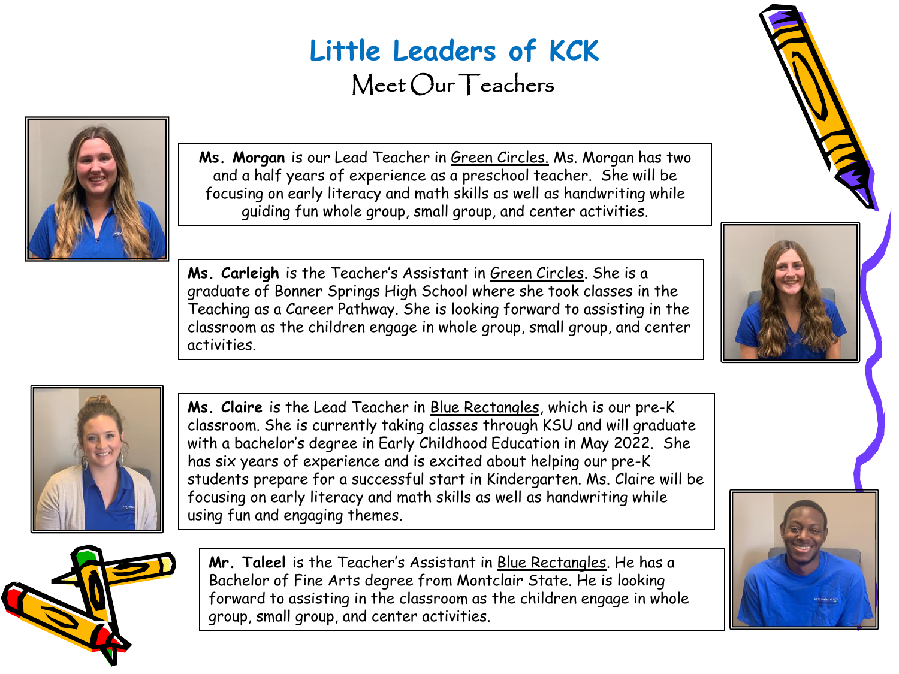# Little Leaders of KCK

## Meet Our Teachers

**Ms. Morgan** is our Lead Teacher in Green Circles. Ms. Morgan has two and a half years of experience as a preschool teacher. She will be focusing on early literacy and math skills as well as handwriting while guiding fun whole group, small group, and center activities.

**Ms. Carleigh** is the Teacher's Assistant in Green Circles. She is a graduate of Bonner Springs High School where she took classes in the Teaching as a Career Pathway. She is looking forward to assisting in the classroom as the children engage in whole group, small group, and center activities.

**Ms. Claire** is the Lead Teacher in Blue Rectangles, which is our pre-K classroom. She is currently taking classes through KSU and will graduate with a bachelor's degree in Early Childhood Education in May 2022. She has six years of experience and is excited about helping our pre-K students prepare for a successful start in Kindergarten. Ms. Claire will be focusing on early literacy and math skills as well as handwriting while using fun and engaging themes.

**Mr. Taleel** is the Teacher's Assistant in Blue Rectangles. He has a Bachelor of Fine Arts degree from Montclair State. He is looking forward to assisting in the classroom as the children engage in whole group, small group, and center activities.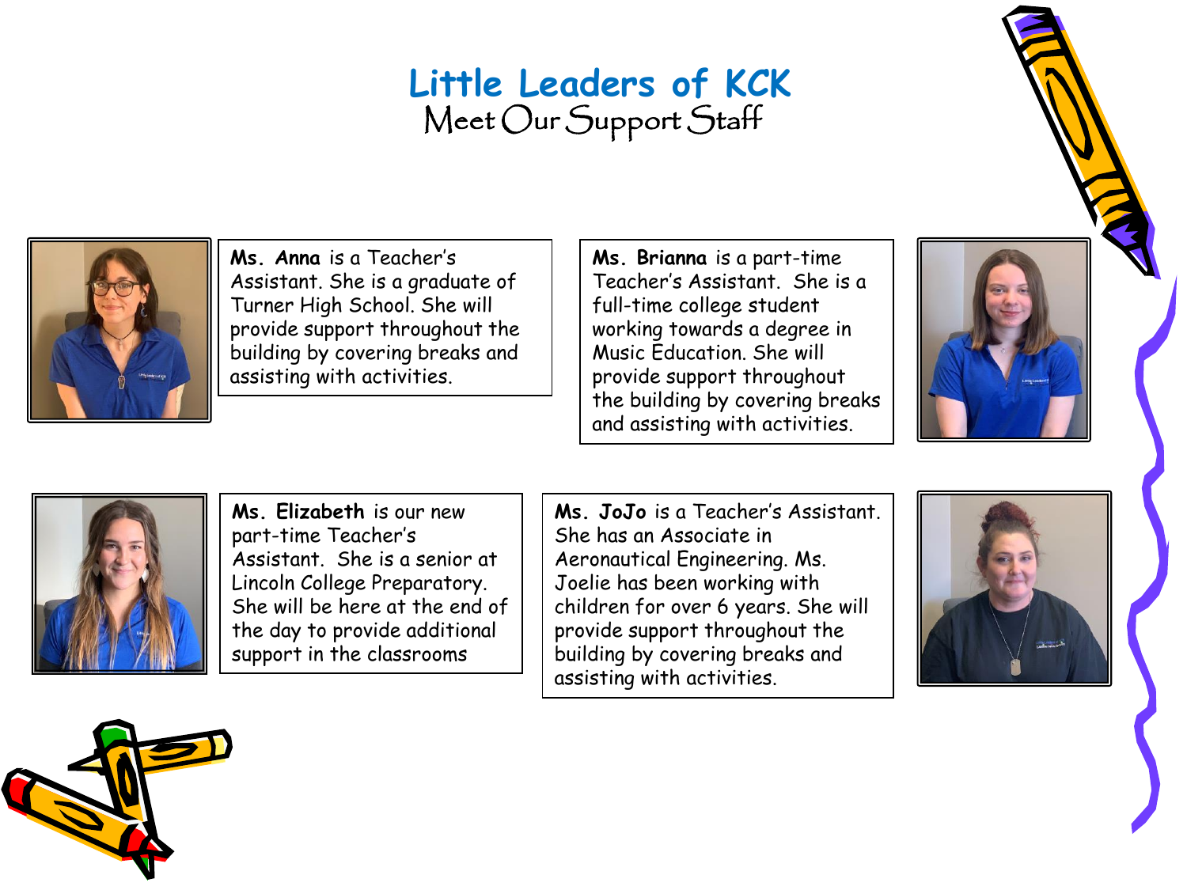# Little Leaders of KCK

## Meet Our Support Staff

**Ms. Anna** is a Teacher's Assistant. She is a graduate of Turner High School. She will provide support throughout the building by covering breaks and assisting with activities.

**Ms. Brianna** is a part-time Teacher's Assistant. She is a full-time college student working towards a degree in Music Education. She will provide support throughout the building by covering breaks and assisting with activities.

**Ms. Elizabeth** is our new part-time Teacher's Assistant. She is a senior at Lincoln College Preparatory. She will be here at the end of the day to provide additional support in the classrooms

**Ms. JoJo** is a Teacher's Assistant. She has an Associate in Aeronautical Engineering. Ms. Joelie has been working with children for over 6 years. She will provide support throughout the building by covering breaks and assisting with activities.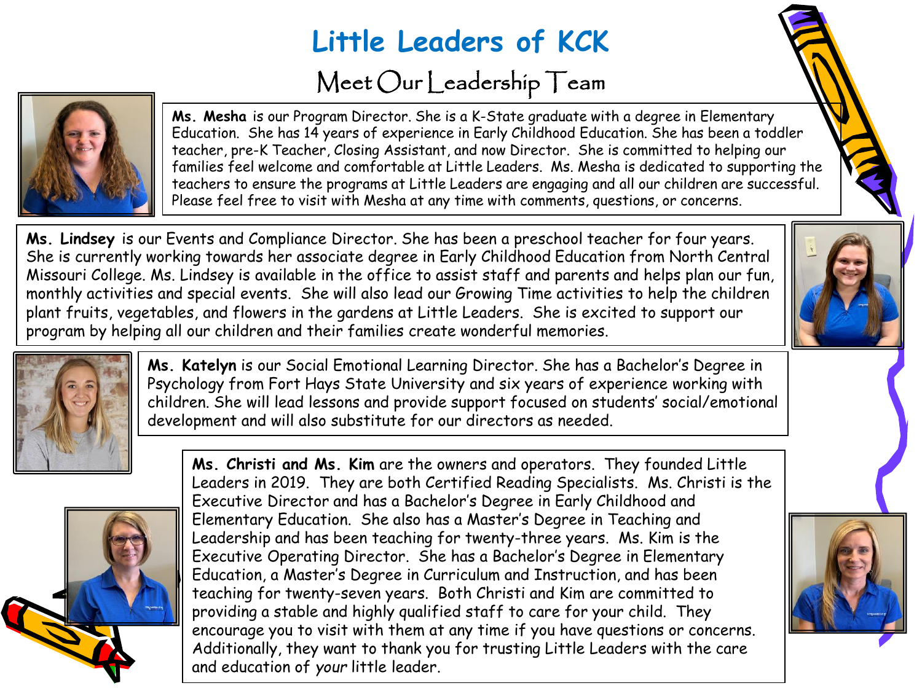# Little Leaders of KCK

## Meet Our Leadership Team

**Ms. Mesha** is our Program Director. She is a K-State graduate with a degree in Elementary Education. She has 14 years of experience in Early Childhood Education. She has been a toddler teacher, pre-K Teacher, Closing Assistant, and now Director. She is committed to helping our families feel welcome and comfortable at Little Leaders. Ms. Mesha is dedicated to supporting the teachers to ensure the programs at Little Leaders are engaging and all our children are successful. Please feel free to visit with Mesha at any time with comments, questions, or concerns.

**Ms. Lindsey** is our Events and Compliance Director. She has been a preschool teacher for four years. She is currently working towards her associate degree in Early Childhood Education from North Central Missouri College. Ms. Lindsey is available in the office to assist staff and parents and helps plan our fun, monthly activities and special events. She will also lead our Growing Time activities to help the children plant fruits, vegetables, and flowers in the gardens at Little Leaders. She is excited to support our program by helping all our children and their families create wonderful memories.

**Ms. Katelyn** is our Social Emotional Learning Director. She has a Bachelor's Degree in Psychology from Fort Hays State University and six years of experience working with children. She will lead lessons and provide support focused on students' social/emotional development and will also substitute for our directors as needed.

**Ms. Christi and Ms. Kim** are the owners and operators. They founded Little Leaders in 2019. They are both Certified Reading Specialists. Ms. Christi is the Executive Director and has a Bachelor's Degree in Early Childhood and Elementary Education. She also has a Master's Degree in Teaching and Leadership and has been teaching for twenty-three years. Ms. Kim is the Executive Operating Director. She has a Bachelor's Degree in Elementary Education, a Master's Degree in Curriculum and Instruction, and has been teaching for twenty-seven years. Both Christi and Kim are committed to providing a stable and highly qualified staff to care for your child. They encourage you to visit with them at any time if you have questions or concerns. Additionally, they want to thank you for trusting Little Leaders with the care and education of *your* little leader.